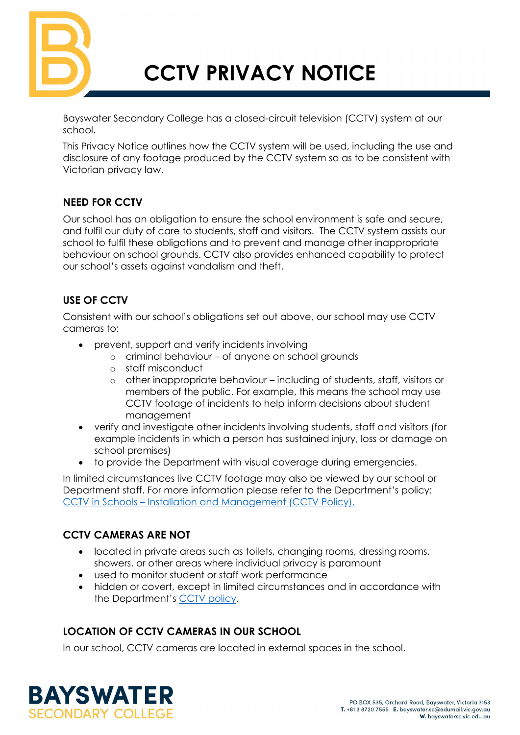# CCTV PRIVACY NOTICE

Bayswater Secondary College has a closed-circuit television (CCTV) system at our school.

This Privacy Notice outlines how the CCTV system will be used, including the use and disclosure of any footage produced by the CCTV system so as to be consistent with Victorian privacy law.

## NEED FOR CCTV

Our school has an obligation to ensure the school environment is safe and secure, and fulfil our duty of care to students, staff and visitors. The CCTV system assists our school to fulfil these obligations and to prevent and manage other inappropriate behaviour on school grounds. CCTV also provides enhanced capability to protect our school's assets against vandalism and theft.

## USE OF CCTV

Consistent with our school's obligations set out above, our school may use CCTV cameras to:

- prevent, support and verify incidents involving
  - criminal behaviour – of anyone on school grounds
  - staff misconduct
  - other inappropriate behaviour – including of students, staff, visitors or members of the public. For example, this means the school may use CCTV footage of incidents to help inform decisions about student management
- verify and investigate other incidents involving students, staff and visitors (for example incidents in which a person has sustained injury, loss or damage on school premises)
- to provide the Department with visual coverage during emergencies.

In limited circumstances live CCTV footage may also be viewed by our school or Department staff. For more information please refer to the Department's policy: [CCTV in Schools – Installation and Management (CCTV Policy).]()

## CCTV CAMERAS ARE NOT

- located in private areas such as toilets, changing rooms, dressing rooms, showers, or other areas where individual privacy is paramount
- used to monitor student or staff work performance
- hidden or covert, except in limited circumstances and in accordance with the Department's [CCTV policy]().

## LOCATION OF CCTV CAMERAS IN OUR SCHOOL

In our school, CCTV cameras are located in external spaces in the school.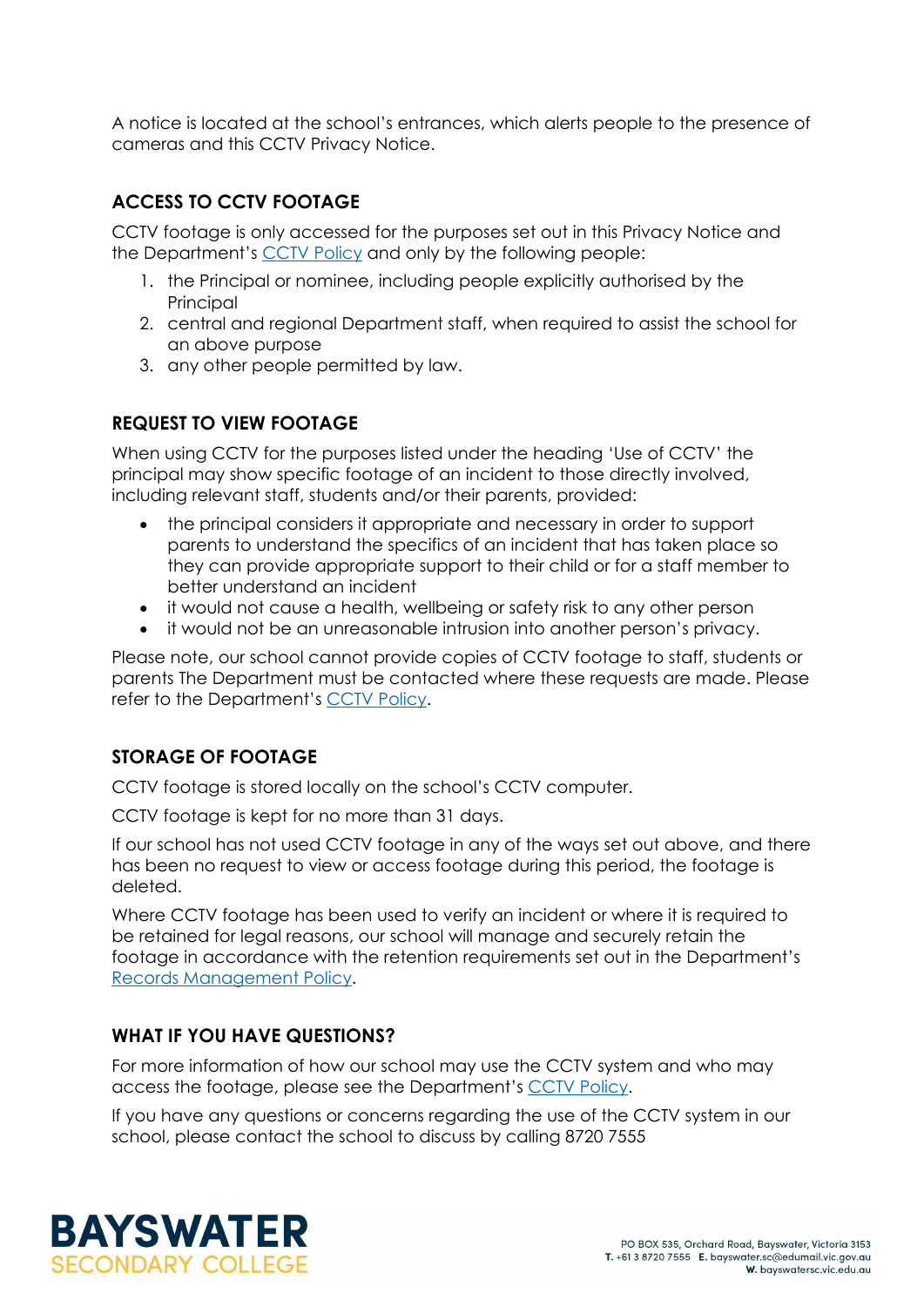A notice is located at the school's entrances, which alerts people to the presence of cameras and this CCTV Privacy Notice.

## ACCESS TO CCTV FOOTAGE

CCTV footage is only accessed for the purposes set out in this Privacy Notice and the Department's CCTV Policy and only by the following people:

1. the Principal or nominee, including people explicitly authorised by the Principal
2. central and regional Department staff, when required to assist the school for an above purpose
3. any other people permitted by law.

## REQUEST TO VIEW FOOTAGE

When using CCTV for the purposes listed under the heading 'Use of CCTV' the principal may show specific footage of an incident to those directly involved, including relevant staff, students and/or their parents, provided:

- the principal considers it appropriate and necessary in order to support parents to understand the specifics of an incident that has taken place so they can provide appropriate support to their child or for a staff member to better understand an incident
- it would not cause a health, wellbeing or safety risk to any other person
- it would not be an unreasonable intrusion into another person's privacy.

Please note, our school cannot provide copies of CCTV footage to staff, students or parents The Department must be contacted where these requests are made. Please refer to the Department's CCTV Policy.

## STORAGE OF FOOTAGE

CCTV footage is stored locally on the school's CCTV computer.

CCTV footage is kept for no more than 31 days.

If our school has not used CCTV footage in any of the ways set out above, and there has been no request to view or access footage during this period, the footage is deleted.

Where CCTV footage has been used to verify an incident or where it is required to be retained for legal reasons, our school will manage and securely retain the footage in accordance with the retention requirements set out in the Department's Records Management Policy.

## WHAT IF YOU HAVE QUESTIONS?

For more information of how our school may use the CCTV system and who may access the footage, please see the Department's CCTV Policy.

If you have any questions or concerns regarding the use of the CCTV system in our school, please contact the school to discuss by calling 8720 7555